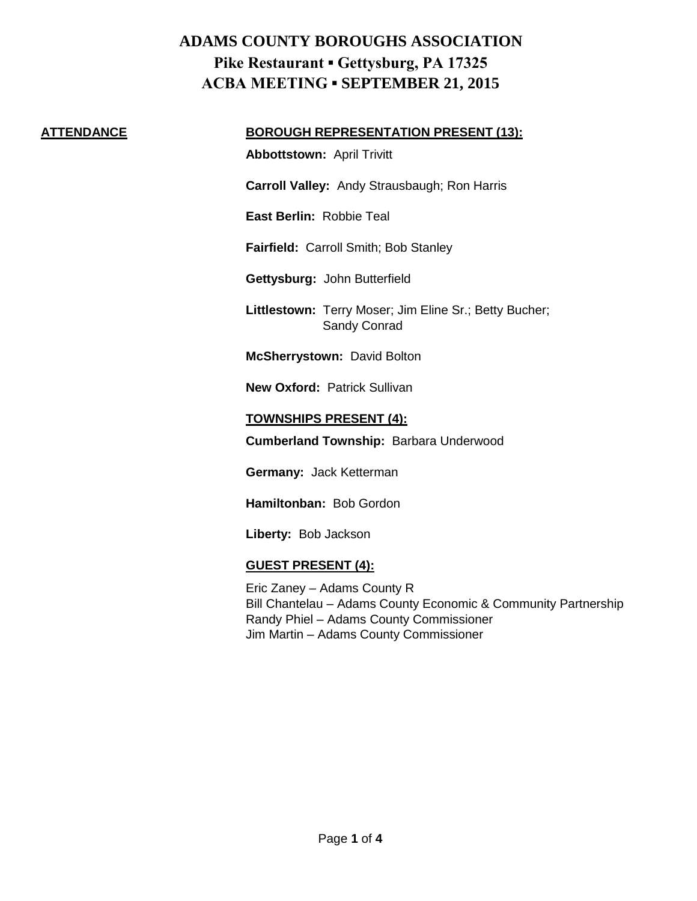# ADAMS COUNTY BOROUGHS ASSOCIATION
## Pike Restaurant ▪ Gettysburg, PA 17325
## ACBA MEETING ▪ SEPTEMBER 21, 2015

**ATTENDANCE**

**BOROUGH REPRESENTATION PRESENT (13):**

**Abbottstown:** April Trivitt

**Carroll Valley:** Andy Strausbaugh; Ron Harris

**East Berlin:** Robbie Teal

**Fairfield:** Carroll Smith; Bob Stanley

**Gettysburg:** John Butterfield

**Littlestown:** Terry Moser; Jim Eline Sr.; Betty Bucher; Sandy Conrad

**McSherrystown:** David Bolton

**New Oxford:** Patrick Sullivan

**TOWNSHIPS PRESENT (4):**

**Cumberland Township:** Barbara Underwood

**Germany:** Jack Ketterman

**Hamiltonban:** Bob Gordon

**Liberty:** Bob Jackson

**GUEST PRESENT (4):**

Eric Zaney – Adams County R
Bill Chantelau – Adams County Economic & Community Partnership
Randy Phiel – Adams County Commissioner
Jim Martin – Adams County Commissioner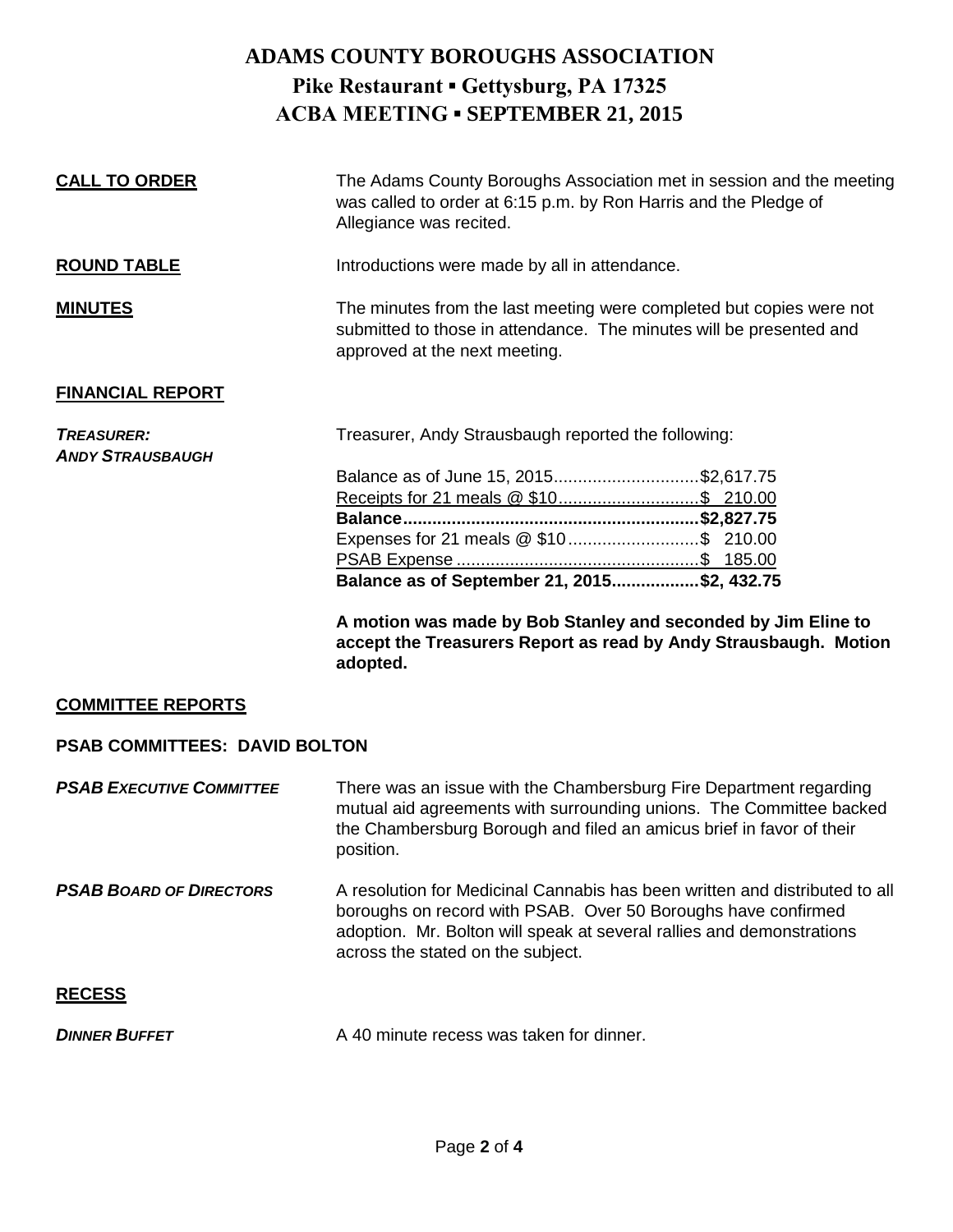# ADAMS COUNTY BOROUGHS ASSOCIATION
## Pike Restaurant ▪ Gettysburg, PA 17325
## ACBA MEETING ▪ SEPTEMBER 21, 2015

**CALL TO ORDER**

The Adams County Boroughs Association met in session and the meeting was called to order at 6:15 p.m. by Ron Harris and the Pledge of Allegiance was recited.

**ROUND TABLE**

Introductions were made by all in attendance.

**MINUTES**

The minutes from the last meeting were completed but copies were not submitted to those in attendance. The minutes will be presented and approved at the next meeting.

**FINANCIAL REPORT**

***TREASURER: ANDY STRAUSBAUGH***

Treasurer, Andy Strausbaugh reported the following:

| | |
|---|---|
| Balance as of June 15, 2015 | $2,617.75 |
| Receipts for 21 meals @ $10 | $ 210.00 |
| **Balance** | **$2,827.75** |
| Expenses for 21 meals @ $10 | $ 210.00 |
| PSAB Expense | $ 185.00 |
| **Balance as of September 21, 2015** | **$2, 432.75** |

**A motion was made by Bob Stanley and seconded by Jim Eline to accept the Treasurers Report as read by Andy Strausbaugh. Motion adopted.**

**COMMITTEE REPORTS**

**PSAB COMMITTEES: DAVID BOLTON**

***PSAB EXECUTIVE COMMITTEE***

There was an issue with the Chambersburg Fire Department regarding mutual aid agreements with surrounding unions. The Committee backed the Chambersburg Borough and filed an amicus brief in favor of their position.

***PSAB BOARD OF DIRECTORS***

A resolution for Medicinal Cannabis has been written and distributed to all boroughs on record with PSAB. Over 50 Boroughs have confirmed adoption. Mr. Bolton will speak at several rallies and demonstrations across the stated on the subject.

**RECESS**

***DINNER BUFFET***

A 40 minute recess was taken for dinner.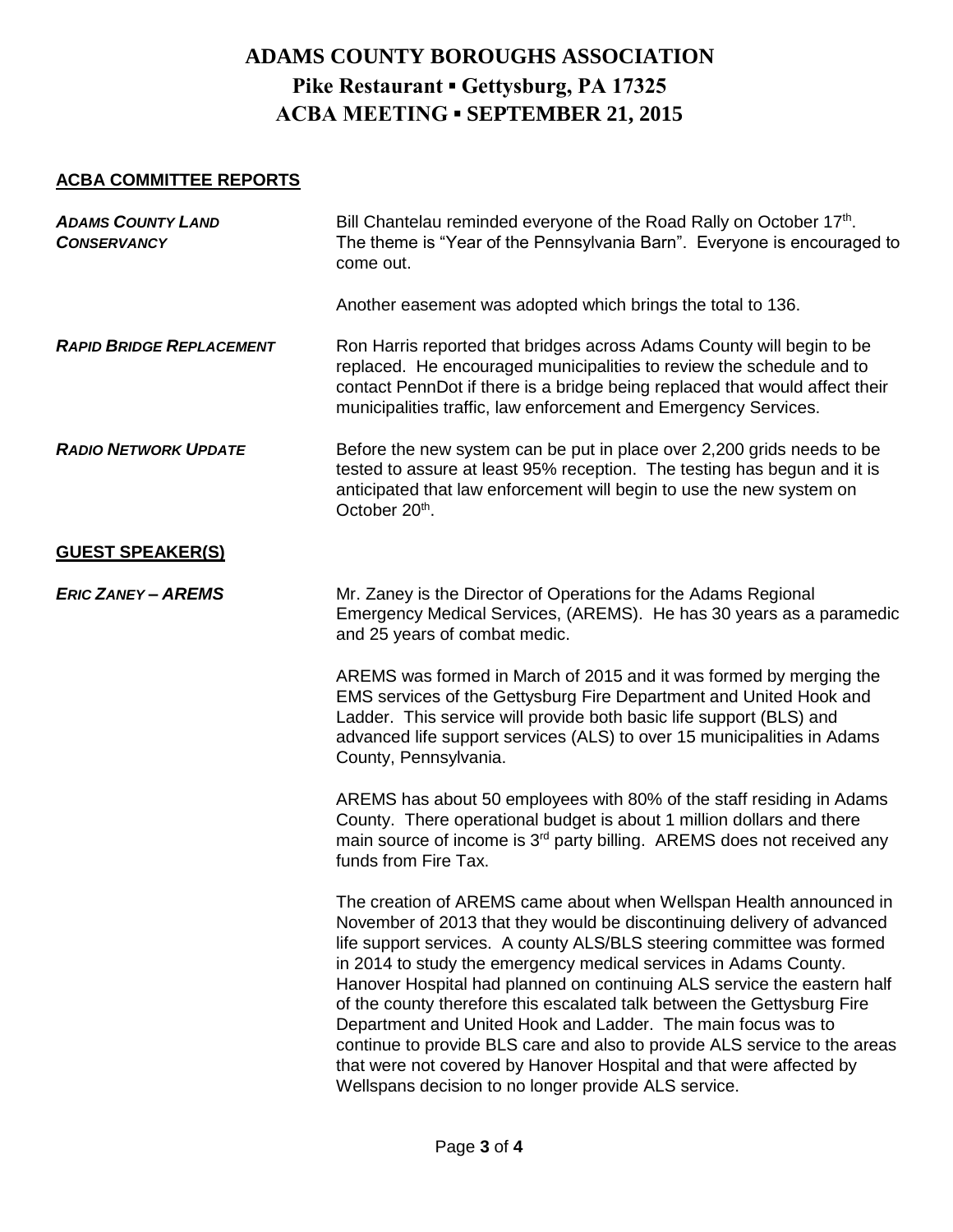# ADAMS COUNTY BOROUGHS ASSOCIATION

## Pike Restaurant ▪ Gettysburg, PA 17325

## ACBA MEETING ▪ SEPTEMBER 21, 2015

**ACBA COMMITTEE REPORTS**

***ADAMS COUNTY LAND CONSERVANCY***

Bill Chantelau reminded everyone of the Road Rally on October 17th. The theme is "Year of the Pennsylvania Barn". Everyone is encouraged to come out.

Another easement was adopted which brings the total to 136.

***RAPID BRIDGE REPLACEMENT***

Ron Harris reported that bridges across Adams County will begin to be replaced. He encouraged municipalities to review the schedule and to contact PennDot if there is a bridge being replaced that would affect their municipalities traffic, law enforcement and Emergency Services.

***RADIO NETWORK UPDATE***

Before the new system can be put in place over 2,200 grids needs to be tested to assure at least 95% reception. The testing has begun and it is anticipated that law enforcement will begin to use the new system on October 20th.

**GUEST SPEAKER(S)**

***ERIC ZANEY – AREMS***

Mr. Zaney is the Director of Operations for the Adams Regional Emergency Medical Services, (AREMS). He has 30 years as a paramedic and 25 years of combat medic.

AREMS was formed in March of 2015 and it was formed by merging the EMS services of the Gettysburg Fire Department and United Hook and Ladder. This service will provide both basic life support (BLS) and advanced life support services (ALS) to over 15 municipalities in Adams County, Pennsylvania.

AREMS has about 50 employees with 80% of the staff residing in Adams County. There operational budget is about 1 million dollars and there main source of income is 3rd party billing. AREMS does not received any funds from Fire Tax.

The creation of AREMS came about when Wellspan Health announced in November of 2013 that they would be discontinuing delivery of advanced life support services. A county ALS/BLS steering committee was formed in 2014 to study the emergency medical services in Adams County. Hanover Hospital had planned on continuing ALS service the eastern half of the county therefore this escalated talk between the Gettysburg Fire Department and United Hook and Ladder. The main focus was to continue to provide BLS care and also to provide ALS service to the areas that were not covered by Hanover Hospital and that were affected by Wellspans decision to no longer provide ALS service.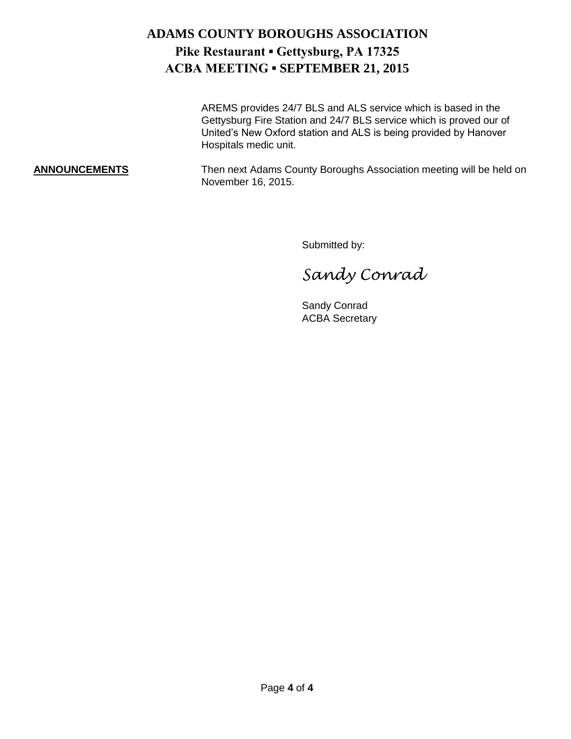# ADAMS COUNTY BOROUGHS ASSOCIATION
## Pike Restaurant ▪ Gettysburg, PA 17325
## ACBA MEETING ▪ SEPTEMBER 21, 2015

AREMS provides 24/7 BLS and ALS service which is based in the Gettysburg Fire Station and 24/7 BLS service which is proved our of United's New Oxford station and ALS is being provided by Hanover Hospitals medic unit.

**ANNOUNCEMENTS** Then next Adams County Boroughs Association meeting will be held on November 16, 2015.

Submitted by:

*Sandy Conrad*

Sandy Conrad
ACBA Secretary